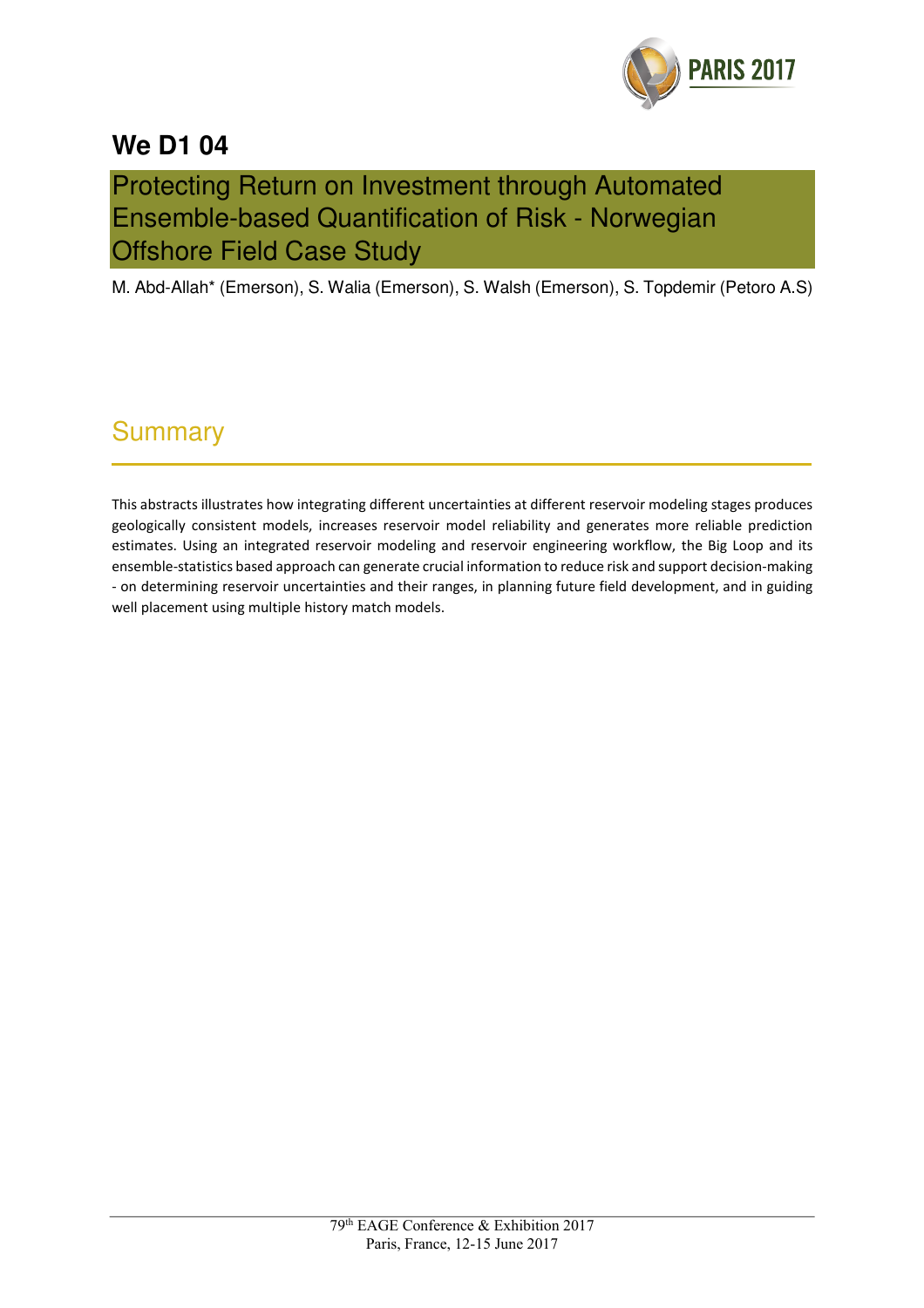# We D1 04

## Protecting Return on Investment through Automated Ensemble-based Quantification of Risk - Norwegian Offshore Field Case Study

M. Abd-Allah* (Emerson), S. Walia (Emerson), S. Walsh (Emerson), S. Topdemir (Petoro A.S)

## Summary

This abstracts illustrates how integrating different uncertainties at different reservoir modeling stages produces geologically consistent models, increases reservoir model reliability and generates more reliable prediction estimates. Using an integrated reservoir modeling and reservoir engineering workflow, the Big Loop and its ensemble-statistics based approach can generate crucial information to reduce risk and support decision-making - on determining reservoir uncertainties and their ranges, in planning future field development, and in guiding well placement using multiple history match models.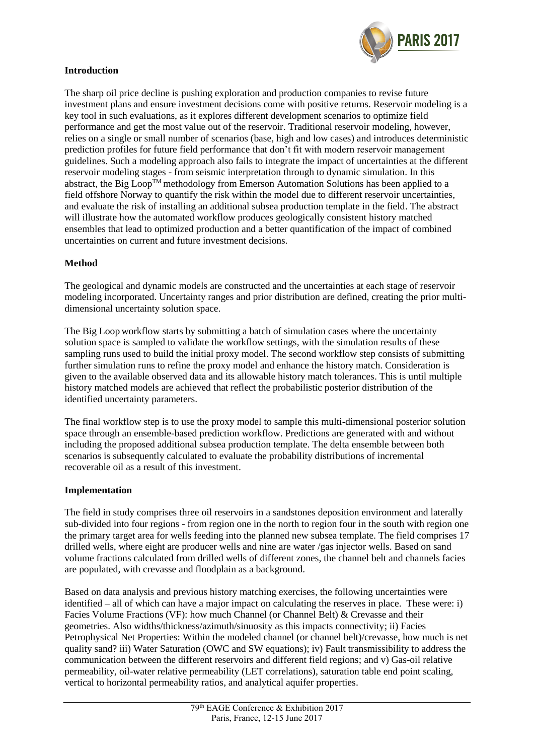## Introduction

The sharp oil price decline is pushing exploration and production companies to revise future investment plans and ensure investment decisions come with positive returns. Reservoir modeling is a key tool in such evaluations, as it explores different development scenarios to optimize field performance and get the most value out of the reservoir. Traditional reservoir modeling, however, relies on a single or small number of scenarios (base, high and low cases) and introduces deterministic prediction profiles for future field performance that don't fit with modern reservoir management guidelines. Such a modeling approach also fails to integrate the impact of uncertainties at the different reservoir modeling stages - from seismic interpretation through to dynamic simulation. In this abstract, the Big Loop$^{TM}$ methodology from Emerson Automation Solutions has been applied to a field offshore Norway to quantify the risk within the model due to different reservoir uncertainties, and evaluate the risk of installing an additional subsea production template in the field. The abstract will illustrate how the automated workflow produces geologically consistent history matched ensembles that lead to optimized production and a better quantification of the impact of combined uncertainties on current and future investment decisions.

## Method

The geological and dynamic models are constructed and the uncertainties at each stage of reservoir modeling incorporated. Uncertainty ranges and prior distribution are defined, creating the prior multi-dimensional uncertainty solution space.

The Big Loop workflow starts by submitting a batch of simulation cases where the uncertainty solution space is sampled to validate the workflow settings, with the simulation results of these sampling runs used to build the initial proxy model. The second workflow step consists of submitting further simulation runs to refine the proxy model and enhance the history match. Consideration is given to the available observed data and its allowable history match tolerances. This is until multiple history matched models are achieved that reflect the probabilistic posterior distribution of the identified uncertainty parameters.

The final workflow step is to use the proxy model to sample this multi-dimensional posterior solution space through an ensemble-based prediction workflow. Predictions are generated with and without including the proposed additional subsea production template. The delta ensemble between both scenarios is subsequently calculated to evaluate the probability distributions of incremental recoverable oil as a result of this investment.

## Implementation

The field in study comprises three oil reservoirs in a sandstones deposition environment and laterally sub-divided into four regions - from region one in the north to region four in the south with region one the primary target area for wells feeding into the planned new subsea template. The field comprises 17 drilled wells, where eight are producer wells and nine are water /gas injector wells. Based on sand volume fractions calculated from drilled wells of different zones, the channel belt and channels facies are populated, with crevasse and floodplain as a background.

Based on data analysis and previous history matching exercises, the following uncertainties were identified – all of which can have a major impact on calculating the reserves in place. These were: i) Facies Volume Fractions (VF): how much Channel (or Channel Belt) & Crevasse and their geometries. Also widths/thickness/azimuth/sinuosity as this impacts connectivity; ii) Facies Petrophysical Net Properties: Within the modeled channel (or channel belt)/crevasse, how much is net quality sand? iii) Water Saturation (OWC and SW equations); iv) Fault transmissibility to address the communication between the different reservoirs and different field regions; and v) Gas-oil relative permeability, oil-water relative permeability (LET correlations), saturation table end point scaling, vertical to horizontal permeability ratios, and analytical aquifer properties.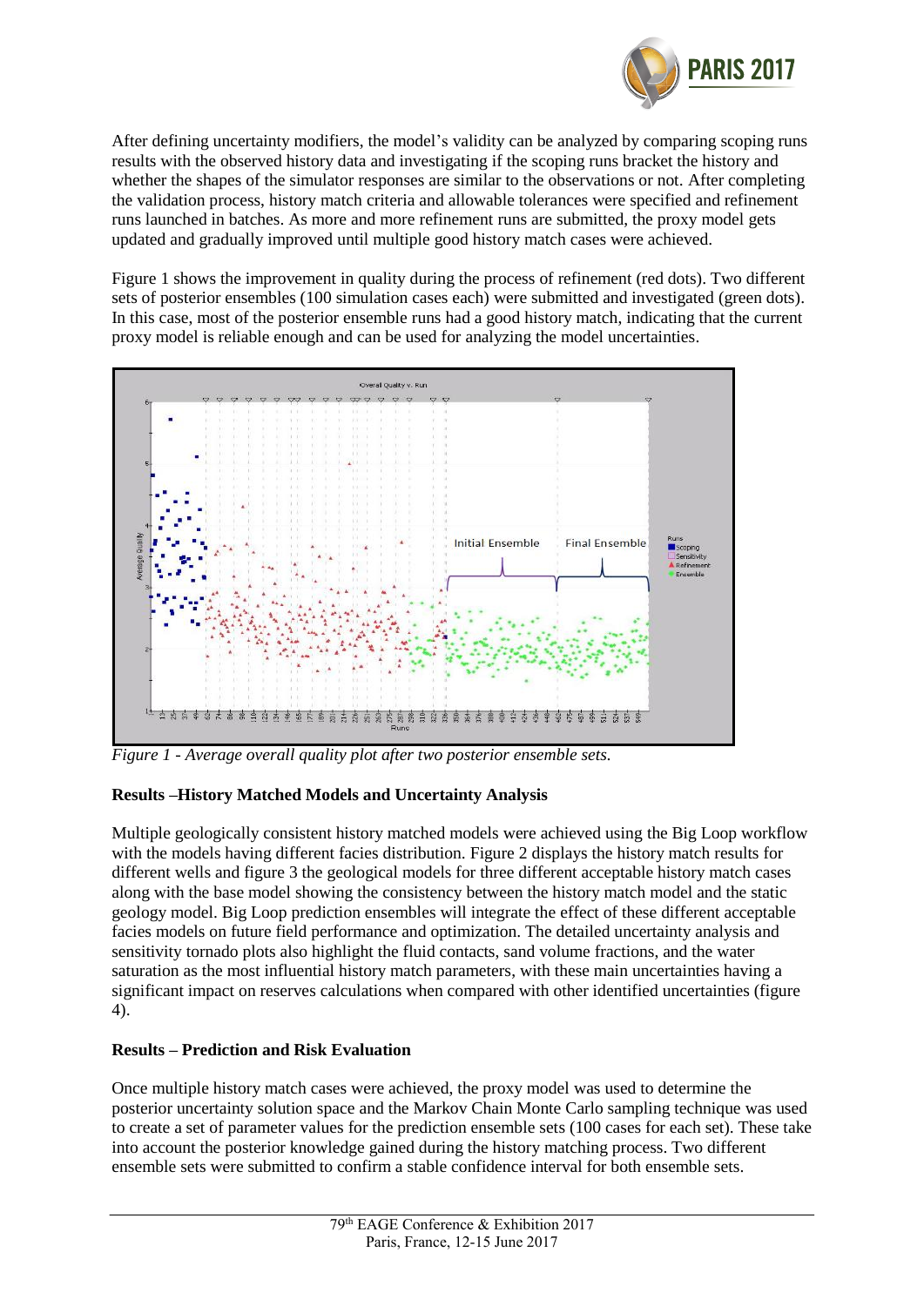After defining uncertainty modifiers, the model's validity can be analyzed by comparing scoping runs results with the observed history data and investigating if the scoping runs bracket the history and whether the shapes of the simulator responses are similar to the observations or not. After completing the validation process, history match criteria and allowable tolerances were specified and refinement runs launched in batches. As more and more refinement runs are submitted, the proxy model gets updated and gradually improved until multiple good history match cases were achieved.

Figure 1 shows the improvement in quality during the process of refinement (red dots). Two different sets of posterior ensembles (100 simulation cases each) were submitted and investigated (green dots). In this case, most of the posterior ensemble runs had a good history match, indicating that the current proxy model is reliable enough and can be used for analyzing the model uncertainties.

Overall Quality v. Run

Average Quality

Run

Initial Ensemble

Final Ensemble

Runs
Scoping
Sensitivity
Refinement
Ensemble

*Figure 1 - Average overall quality plot after two posterior ensemble sets.*

## Results –History Matched Models and Uncertainty Analysis

Multiple geologically consistent history matched models were achieved using the Big Loop workflow with the models having different facies distribution. Figure 2 displays the history match results for different wells and figure 3 the geological models for three different acceptable history match cases along with the base model showing the consistency between the history match model and the static geology model. Big Loop prediction ensembles will integrate the effect of these different acceptable facies models on future field performance and optimization. The detailed uncertainty analysis and sensitivity tornado plots also highlight the fluid contacts, sand volume fractions, and the water saturation as the most influential history match parameters, with these main uncertainties having a significant impact on reserves calculations when compared with other identified uncertainties (figure 4).

## Results – Prediction and Risk Evaluation

Once multiple history match cases were achieved, the proxy model was used to determine the posterior uncertainty solution space and the Markov Chain Monte Carlo sampling technique was used to create a set of parameter values for the prediction ensemble sets (100 cases for each set). These take into account the posterior knowledge gained during the history matching process. Two different ensemble sets were submitted to confirm a stable confidence interval for both ensemble sets.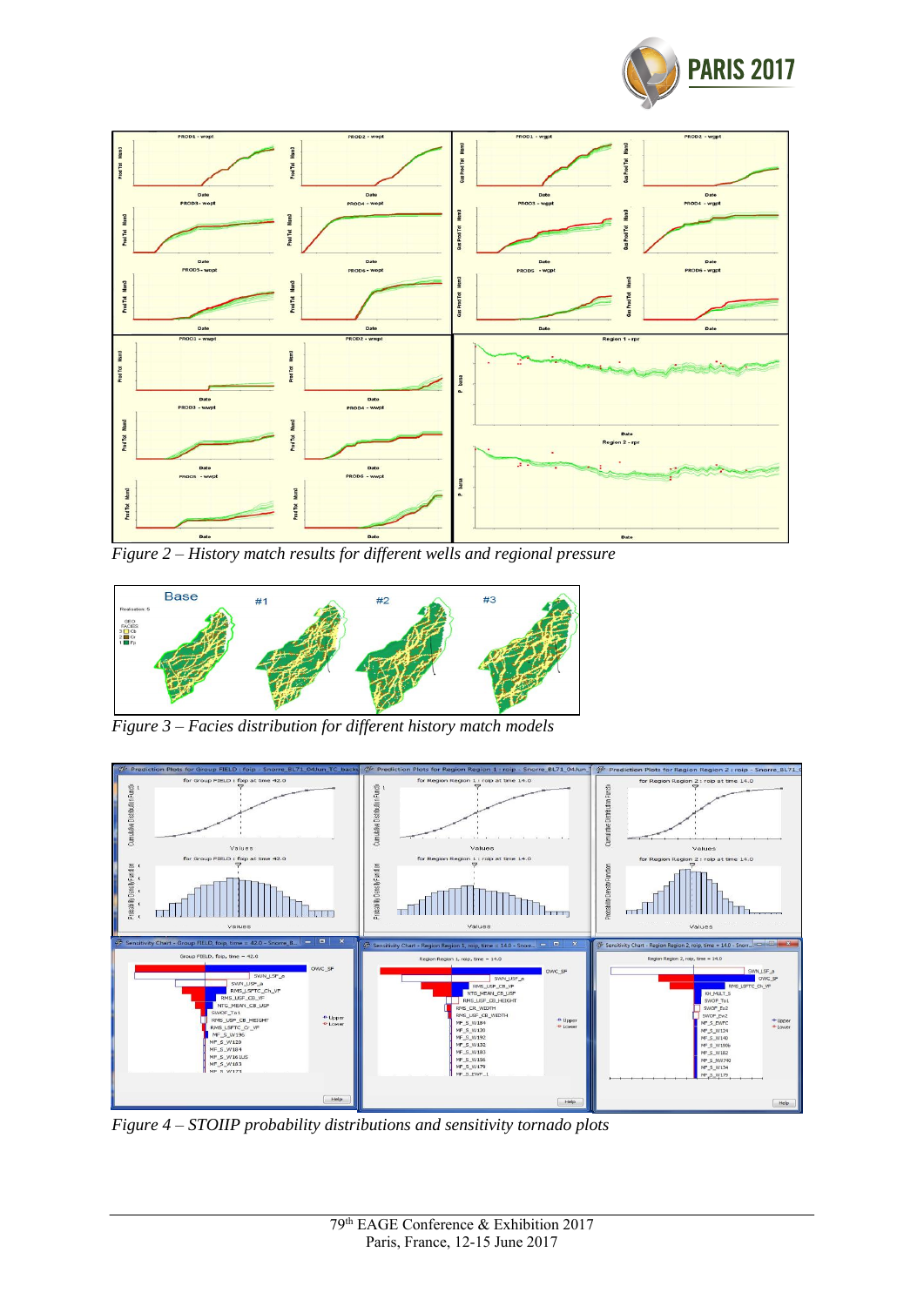PROD1 - wopt
PROD2 - wopt
PROD3 - wopt
PROD4 - wopt
PROD5 - wopt
PROD6 - wopt
PROD1 - wgpt
PROD2 - wgpt
PROD3 - wgpt
PROD4 - wgpt
PROD5 - wgpt
PROD6 - wgpt
PROD1 - wwpt
PROD2 - wwpt
PROD3 - wwpt
PROD4 - wwpt
PROD5 - wwpt
PROD6 - wwpt
Region 1 - rpr
Region 2 - rpr
Date

*Figure 2 – History match results for different wells and regional pressure*

Base
#1
#2
#3
Realisation: 5
GEO FACIES
3 Cb
2 Cr
1 Fp

*Figure 3 – Facies distribution for different history match models*

Prediction Plots for Group FIELD : foip
Prediction Plots for Region Region 1 : roip
Prediction Plots for Region Region 2 : roip
for Group FIELD : foip at time 42.0
for Region Region 1 : roip at time 14.0
for Region Region 2 : roip at time 14.0
Cumulative Distribution Function
Probability Density Function
Values

Sensitivity Chart - Group FIELD, foip, time = 42.0
Sensitivity Chart - Region Region 1, roip, time = 14.0
Sensitivity Chart - Region Region 2, roip, time = 14.0
Upper
Lower
Help

*Figure 4 – STOIIP probability distributions and sensitivity tornado plots*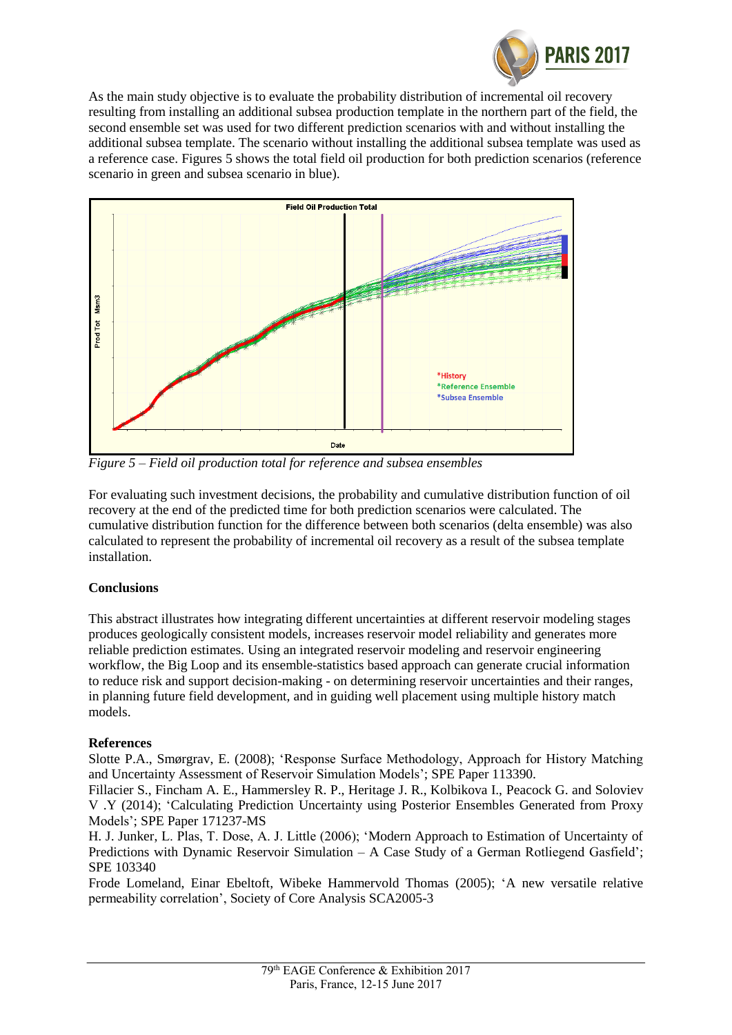As the main study objective is to evaluate the probability distribution of incremental oil recovery resulting from installing an additional subsea production template in the northern part of the field, the second ensemble set was used for two different prediction scenarios with and without installing the additional subsea template. The scenario without installing the additional subsea template was used as a reference case. Figures 5 shows the total field oil production for both prediction scenarios (reference scenario in green and subsea scenario in blue).

Field Oil Production Total

Prod Tot Msm3

Date

*History
*Reference Ensemble
*Subsea Ensemble

*Figure 5 – Field oil production total for reference and subsea ensembles*

For evaluating such investment decisions, the probability and cumulative distribution function of oil recovery at the end of the predicted time for both prediction scenarios were calculated. The cumulative distribution function for the difference between both scenarios (delta ensemble) was also calculated to represent the probability of incremental oil recovery as a result of the subsea template installation.

## Conclusions

This abstract illustrates how integrating different uncertainties at different reservoir modeling stages produces geologically consistent models, increases reservoir model reliability and generates more reliable prediction estimates. Using an integrated reservoir modeling and reservoir engineering workflow, the Big Loop and its ensemble-statistics based approach can generate crucial information to reduce risk and support decision-making - on determining reservoir uncertainties and their ranges, in planning future field development, and in guiding well placement using multiple history match models.

## References

Slotte P.A., Smørgrav, E. (2008); 'Response Surface Methodology, Approach for History Matching and Uncertainty Assessment of Reservoir Simulation Models'; SPE Paper 113390.

Fillacier S., Fincham A. E., Hammersley R. P., Heritage J. R., Kolbikova I., Peacock G. and Soloviev V .Y (2014); 'Calculating Prediction Uncertainty using Posterior Ensembles Generated from Proxy Models'; SPE Paper 171237-MS

H. J. Junker, L. Plas, T. Dose, A. J. Little (2006); 'Modern Approach to Estimation of Uncertainty of Predictions with Dynamic Reservoir Simulation – A Case Study of a German Rotliegend Gasfield'; SPE 103340

Frode Lomeland, Einar Ebeltoft, Wibeke Hammervold Thomas (2005); 'A new versatile relative permeability correlation', Society of Core Analysis SCA2005-3